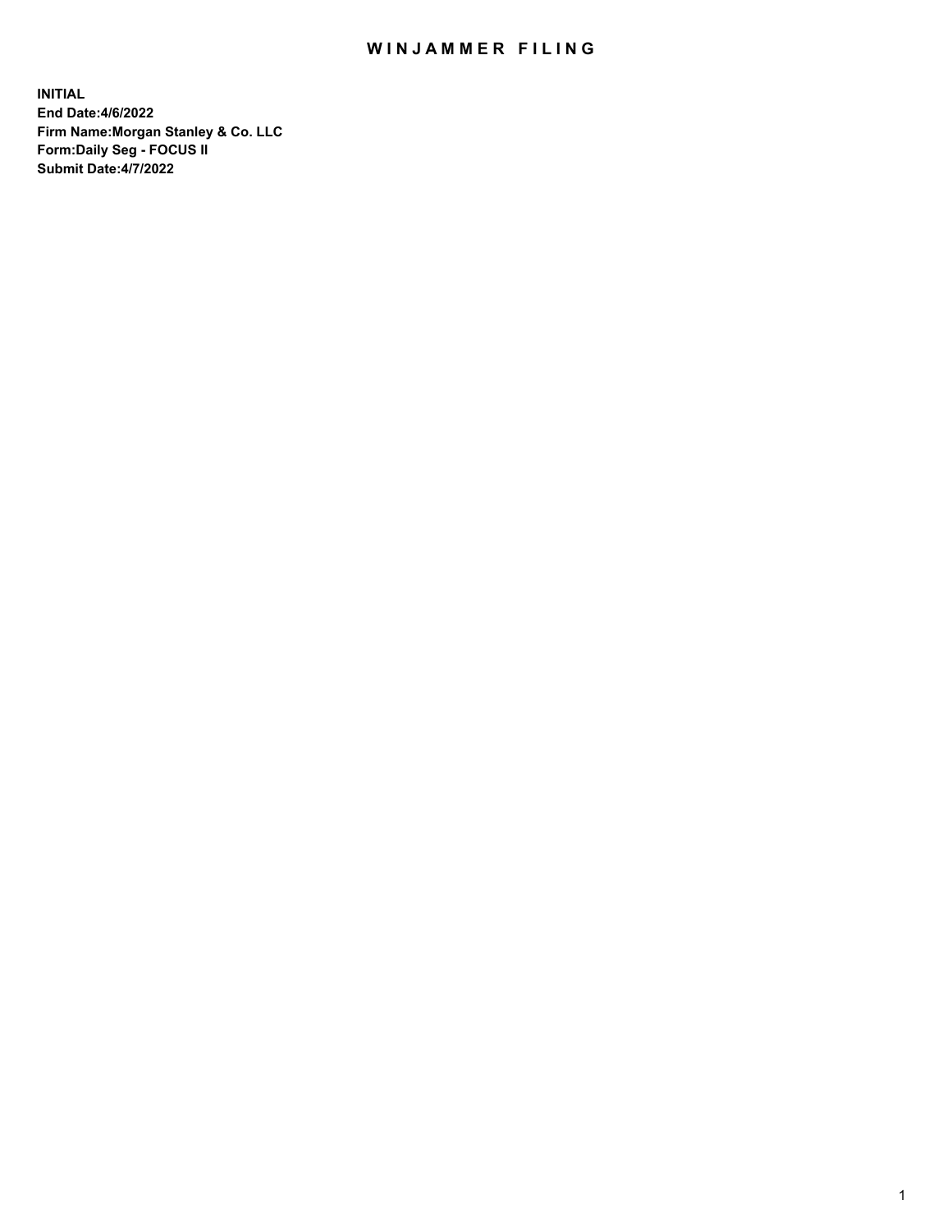# WINJAMMER FILING

**INITIAL**
**End Date:4/6/2022**
**Firm Name:Morgan Stanley & Co. LLC**
**Form:Daily Seg - FOCUS II**
**Submit Date:4/7/2022**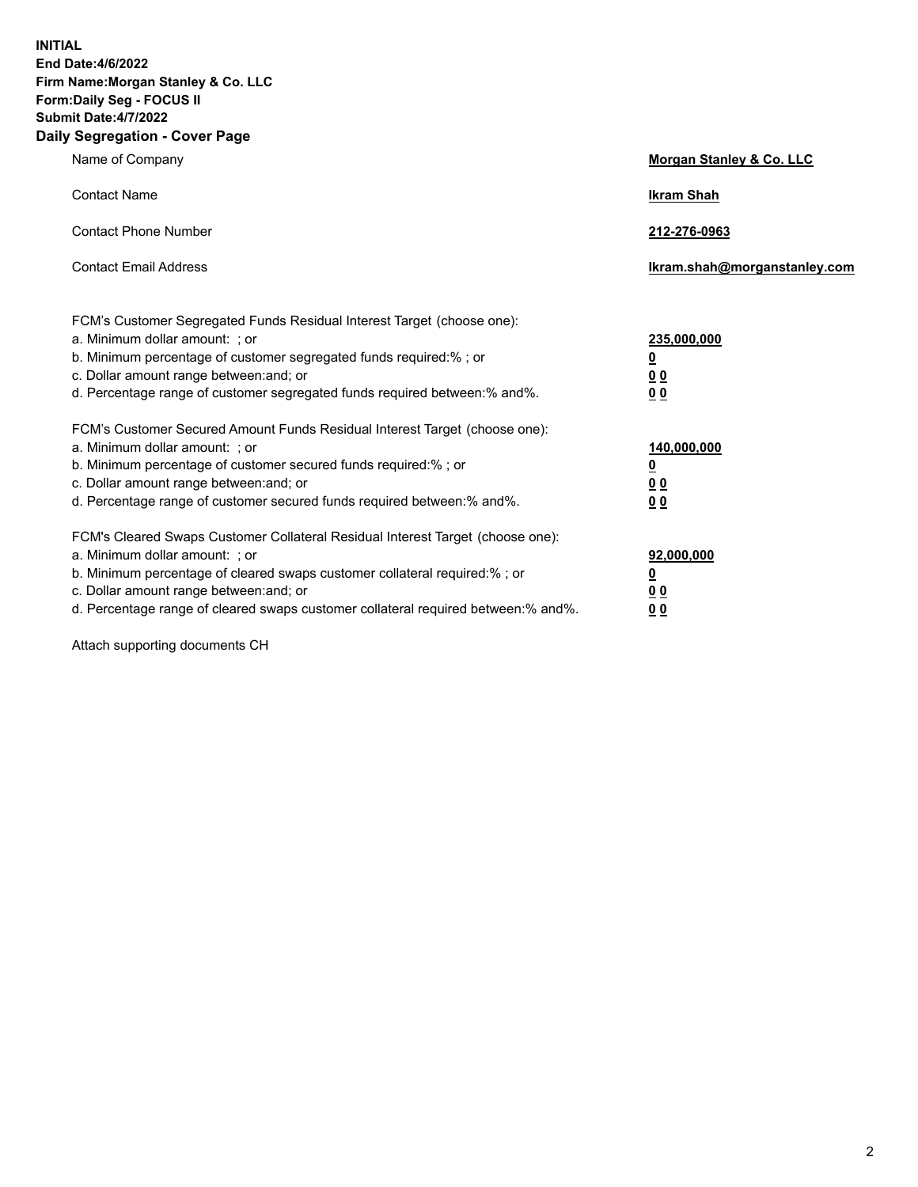**INITIAL**
**End Date:4/6/2022**
**Firm Name:Morgan Stanley & Co. LLC**
**Form:Daily Seg - FOCUS II**
**Submit Date:4/7/2022**

## Daily Segregation - Cover Page

| | |
|---|---|
| Name of Company | **Morgan Stanley & Co. LLC** |
| Contact Name | **Ikram Shah** |
| Contact Phone Number | **212-276-0963** |
| Contact Email Address | **Ikram.shah@morganstanley.com** |

| | |
|---|---|
| FCM's Customer Segregated Funds Residual Interest Target (choose one): | |
| a. Minimum dollar amount: ; or | **235,000,000** |
| b. Minimum percentage of customer segregated funds required:% ; or | **0** |
| c. Dollar amount range between:and; or | **0 0** |
| d. Percentage range of customer segregated funds required between:% and%. | **0 0** |

| | |
|---|---|
| FCM's Customer Secured Amount Funds Residual Interest Target (choose one): | |
| a. Minimum dollar amount: ; or | **140,000,000** |
| b. Minimum percentage of customer secured funds required:% ; or | **0** |
| c. Dollar amount range between:and; or | **0 0** |
| d. Percentage range of customer secured funds required between:% and%. | **0 0** |

| | |
|---|---|
| FCM's Cleared Swaps Customer Collateral Residual Interest Target (choose one): | |
| a. Minimum dollar amount: ; or | **92,000,000** |
| b. Minimum percentage of cleared swaps customer collateral required:% ; or | **0** |
| c. Dollar amount range between:and; or | **0 0** |
| d. Percentage range of cleared swaps customer collateral required between:% and%. | **0 0** |

Attach supporting documents CH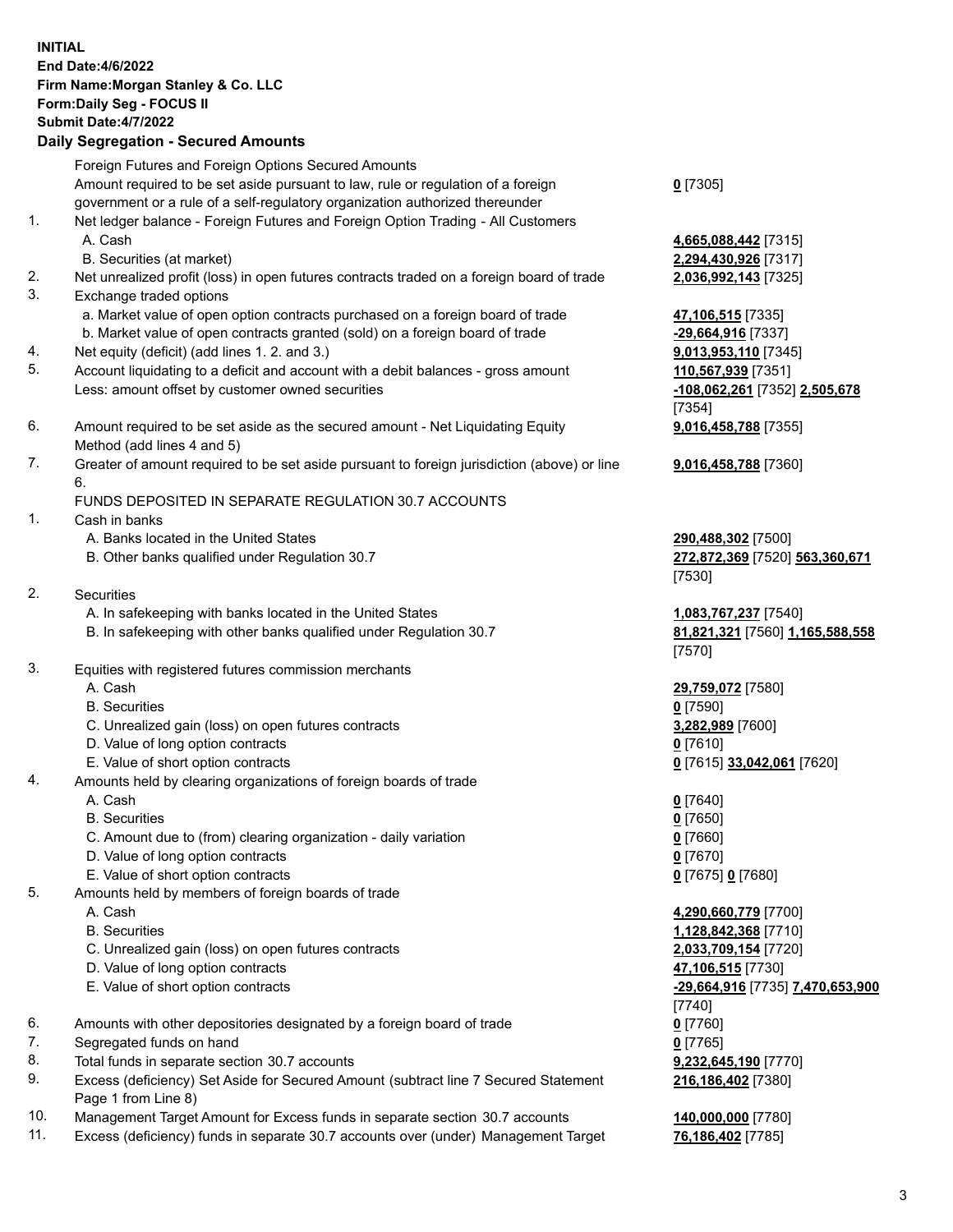**INITIAL**
**End Date:4/6/2022**
**Firm Name:Morgan Stanley & Co. LLC**
**Form:Daily Seg - FOCUS II**
**Submit Date:4/7/2022**

### Daily Segregation - Secured Amounts

| | | |
|---|---|---|
| | Foreign Futures and Foreign Options Secured Amounts | |
| | Amount required to be set aside pursuant to law, rule or regulation of a foreign government or a rule of a self-regulatory organization authorized thereunder | **0** [7305] |
| 1. | Net ledger balance - Foreign Futures and Foreign Option Trading - All Customers | |
| | A. Cash | **4,665,088,442** [7315] |
| | B. Securities (at market) | **2,294,430,926** [7317] |
| 2. | Net unrealized profit (loss) in open futures contracts traded on a foreign board of trade | **2,036,992,143** [7325] |
| 3. | Exchange traded options | |
| | a. Market value of open option contracts purchased on a foreign board of trade | **47,106,515** [7335] |
| | b. Market value of open contracts granted (sold) on a foreign board of trade | **-29,664,916** [7337] |
| 4. | Net equity (deficit) (add lines 1. 2. and 3.) | **9,013,953,110** [7345] |
| 5. | Account liquidating to a deficit and account with a debit balances - gross amount | **110,567,939** [7351] |
| | Less: amount offset by customer owned securities | **-108,062,261** [7352] **2,505,678** [7354] |
| 6. | Amount required to be set aside as the secured amount - Net Liquidating Equity Method (add lines 4 and 5) | **9,016,458,788** [7355] |
| 7. | Greater of amount required to be set aside pursuant to foreign jurisdiction (above) or line 6. | **9,016,458,788** [7360] |
| | FUNDS DEPOSITED IN SEPARATE REGULATION 30.7 ACCOUNTS | |
| 1. | Cash in banks | |
| | A. Banks located in the United States | **290,488,302** [7500] |
| | B. Other banks qualified under Regulation 30.7 | **272,872,369** [7520] **563,360,671** [7530] |
| 2. | Securities | |
| | A. In safekeeping with banks located in the United States | **1,083,767,237** [7540] |
| | B. In safekeeping with other banks qualified under Regulation 30.7 | **81,821,321** [7560] **1,165,588,558** [7570] |
| 3. | Equities with registered futures commission merchants | |
| | A. Cash | **29,759,072** [7580] |
| | B. Securities | **0** [7590] |
| | C. Unrealized gain (loss) on open futures contracts | **3,282,989** [7600] |
| | D. Value of long option contracts | **0** [7610] |
| | E. Value of short option contracts | **0** [7615] **33,042,061** [7620] |
| 4. | Amounts held by clearing organizations of foreign boards of trade | |
| | A. Cash | **0** [7640] |
| | B. Securities | **0** [7650] |
| | C. Amount due to (from) clearing organization - daily variation | **0** [7660] |
| | D. Value of long option contracts | **0** [7670] |
| | E. Value of short option contracts | **0** [7675] **0** [7680] |
| 5. | Amounts held by members of foreign boards of trade | |
| | A. Cash | **4,290,660,779** [7700] |
| | B. Securities | **1,128,842,368** [7710] |
| | C. Unrealized gain (loss) on open futures contracts | **2,033,709,154** [7720] |
| | D. Value of long option contracts | **47,106,515** [7730] |
| | E. Value of short option contracts | **-29,664,916** [7735] **7,470,653,900** [7740] |
| 6. | Amounts with other depositories designated by a foreign board of trade | **0** [7760] |
| 7. | Segregated funds on hand | **0** [7765] |
| 8. | Total funds in separate section 30.7 accounts | **9,232,645,190** [7770] |
| 9. | Excess (deficiency) Set Aside for Secured Amount (subtract line 7 Secured Statement Page 1 from Line 8) | **216,186,402** [7380] |
| 10. | Management Target Amount for Excess funds in separate section 30.7 accounts | **140,000,000** [7780] |
| 11. | Excess (deficiency) funds in separate 30.7 accounts over (under) Management Target | **76,186,402** [7785] |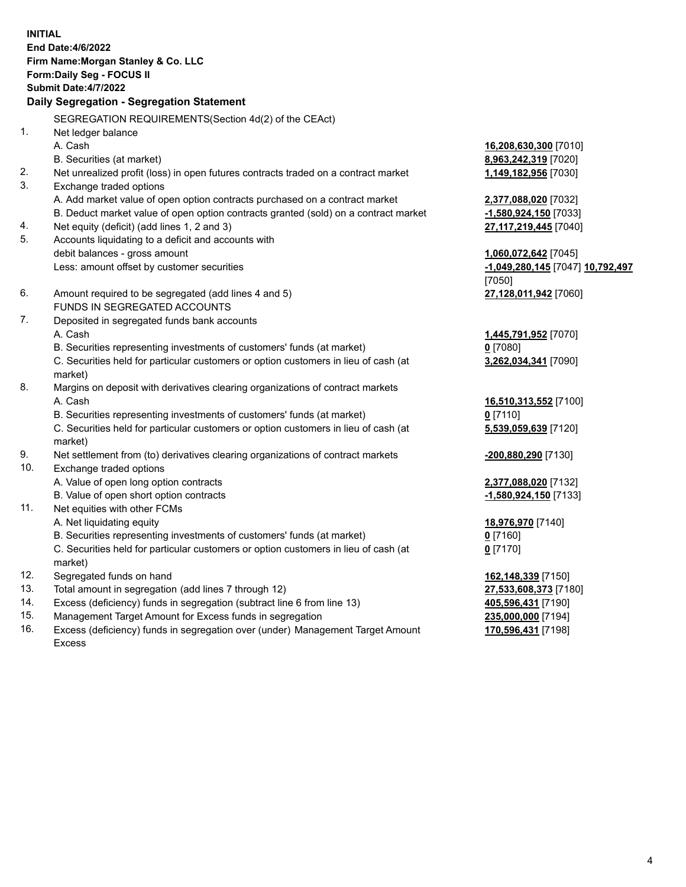**INITIAL**
**End Date:4/6/2022**
**Firm Name:Morgan Stanley & Co. LLC**
**Form:Daily Seg - FOCUS II**
**Submit Date:4/7/2022**

### Daily Segregation - Segregation Statement

SEGREGATION REQUIREMENTS(Section 4d(2) of the CEAct)

| No. | Description | Amount |
|---|---|---|
| 1. | Net ledger balance | |
| | A. Cash | 16,208,630,300 [7010] |
| | B. Securities (at market) | 8,963,242,319 [7020] |
| 2. | Net unrealized profit (loss) in open futures contracts traded on a contract market | 1,149,182,956 [7030] |
| 3. | Exchange traded options | |
| | A. Add market value of open option contracts purchased on a contract market | 2,377,088,020 [7032] |
| | B. Deduct market value of open option contracts granted (sold) on a contract market | -1,580,924,150 [7033] |
| 4. | Net equity (deficit) (add lines 1, 2 and 3) | 27,117,219,445 [7040] |
| 5. | Accounts liquidating to a deficit and accounts with debit balances - gross amount | 1,060,072,642 [7045] |
| | Less: amount offset by customer securities | -1,049,280,145 [7047] 10,792,497 [7050] |
| 6. | Amount required to be segregated (add lines 4 and 5) | 27,128,011,942 [7060] |
| | FUNDS IN SEGREGATED ACCOUNTS | |
| 7. | Deposited in segregated funds bank accounts | |
| | A. Cash | 1,445,791,952 [7070] |
| | B. Securities representing investments of customers' funds (at market) | 0 [7080] |
| | C. Securities held for particular customers or option customers in lieu of cash (at market) | 3,262,034,341 [7090] |
| 8. | Margins on deposit with derivatives clearing organizations of contract markets | |
| | A. Cash | 16,510,313,552 [7100] |
| | B. Securities representing investments of customers' funds (at market) | 0 [7110] |
| | C. Securities held for particular customers or option customers in lieu of cash (at market) | 5,539,059,639 [7120] |
| 9. | Net settlement from (to) derivatives clearing organizations of contract markets | -200,880,290 [7130] |
| 10. | Exchange traded options | |
| | A. Value of open long option contracts | 2,377,088,020 [7132] |
| | B. Value of open short option contracts | -1,580,924,150 [7133] |
| 11. | Net equities with other FCMs | |
| | A. Net liquidating equity | 18,976,970 [7140] |
| | B. Securities representing investments of customers' funds (at market) | 0 [7160] |
| | C. Securities held for particular customers or option customers in lieu of cash (at market) | 0 [7170] |
| 12. | Segregated funds on hand | 162,148,339 [7150] |
| 13. | Total amount in segregation (add lines 7 through 12) | 27,533,608,373 [7180] |
| 14. | Excess (deficiency) funds in segregation (subtract line 6 from line 13) | 405,596,431 [7190] |
| 15. | Management Target Amount for Excess funds in segregation | 235,000,000 [7194] |
| 16. | Excess (deficiency) funds in segregation over (under) Management Target Amount Excess | 170,596,431 [7198] |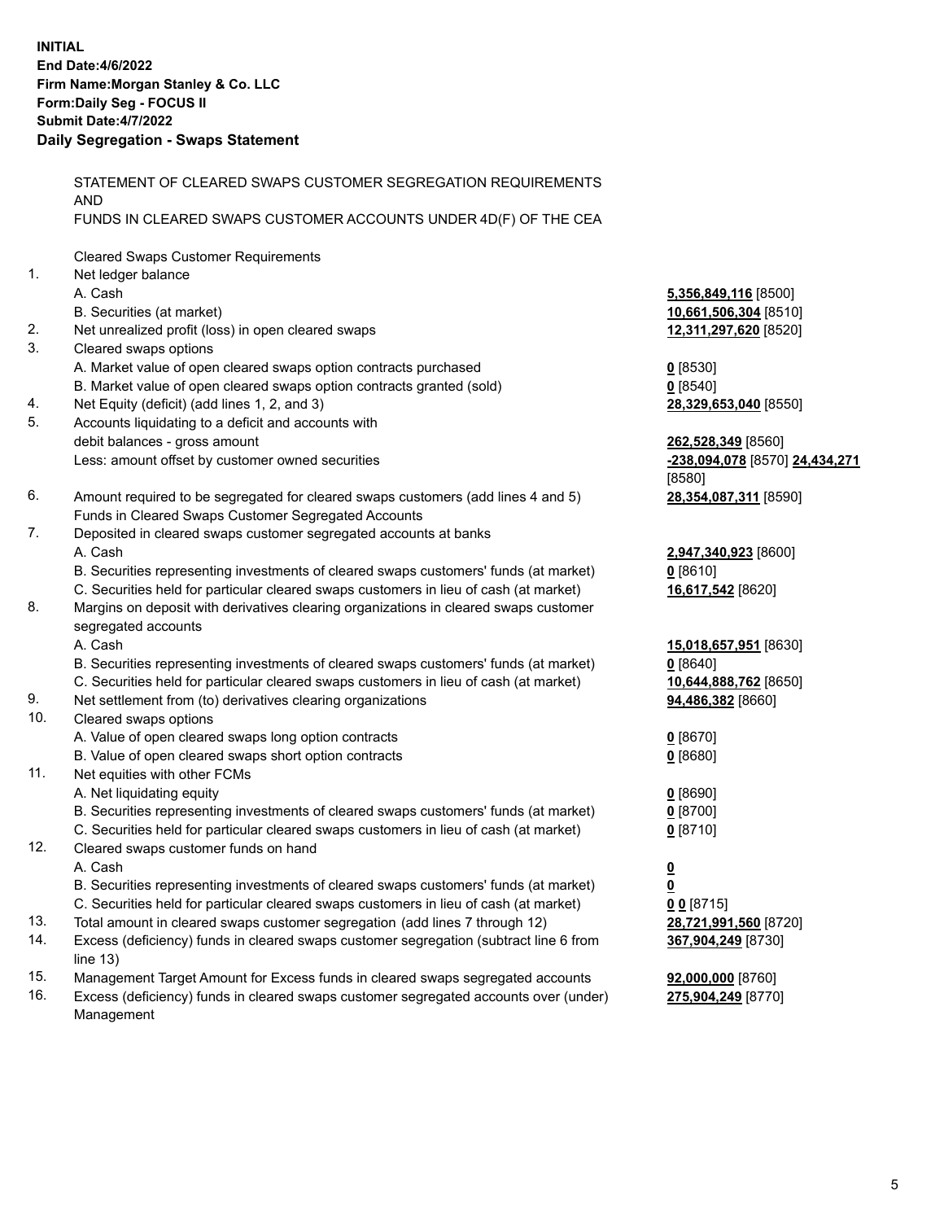**INITIAL**
**End Date:4/6/2022**
**Firm Name:Morgan Stanley & Co. LLC**
**Form:Daily Seg - FOCUS II**
**Submit Date:4/7/2022**
**Daily Segregation - Swaps Statement**

STATEMENT OF CLEARED SWAPS CUSTOMER SEGREGATION REQUIREMENTS AND FUNDS IN CLEARED SWAPS CUSTOMER ACCOUNTS UNDER 4D(F) OF THE CEA

| | | |
|---|---|---|
| | Cleared Swaps Customer Requirements | |
| 1. | Net ledger balance | |
| | A. Cash | **5,356,849,116** [8500] |
| | B. Securities (at market) | **10,661,506,304** [8510] |
| 2. | Net unrealized profit (loss) in open cleared swaps | **12,311,297,620** [8520] |
| 3. | Cleared swaps options | |
| | A. Market value of open cleared swaps option contracts purchased | **0** [8530] |
| | B. Market value of open cleared swaps option contracts granted (sold) | **0** [8540] |
| 4. | Net Equity (deficit) (add lines 1, 2, and 3) | **28,329,653,040** [8550] |
| 5. | Accounts liquidating to a deficit and accounts with debit balances - gross amount | **262,528,349** [8560] |
| | Less: amount offset by customer owned securities | **-238,094,078** [8570] **24,434,271** [8580] |
| 6. | Amount required to be segregated for cleared swaps customers (add lines 4 and 5) | **28,354,087,311** [8590] |
| | Funds in Cleared Swaps Customer Segregated Accounts | |
| 7. | Deposited in cleared swaps customer segregated accounts at banks | |
| | A. Cash | **2,947,340,923** [8600] |
| | B. Securities representing investments of cleared swaps customers' funds (at market) | **0** [8610] |
| | C. Securities held for particular cleared swaps customers in lieu of cash (at market) | **16,617,542** [8620] |
| 8. | Margins on deposit with derivatives clearing organizations in cleared swaps customer segregated accounts | |
| | A. Cash | **15,018,657,951** [8630] |
| | B. Securities representing investments of cleared swaps customers' funds (at market) | **0** [8640] |
| | C. Securities held for particular cleared swaps customers in lieu of cash (at market) | **10,644,888,762** [8650] |
| 9. | Net settlement from (to) derivatives clearing organizations | **94,486,382** [8660] |
| 10. | Cleared swaps options | |
| | A. Value of open cleared swaps long option contracts | **0** [8670] |
| | B. Value of open cleared swaps short option contracts | **0** [8680] |
| 11. | Net equities with other FCMs | |
| | A. Net liquidating equity | **0** [8690] |
| | B. Securities representing investments of cleared swaps customers' funds (at market) | **0** [8700] |
| | C. Securities held for particular cleared swaps customers in lieu of cash (at market) | **0** [8710] |
| 12. | Cleared swaps customer funds on hand | |
| | A. Cash | **0** |
| | B. Securities representing investments of cleared swaps customers' funds (at market) | **0** |
| | C. Securities held for particular cleared swaps customers in lieu of cash (at market) | **0** **0** [8715] |
| 13. | Total amount in cleared swaps customer segregation (add lines 7 through 12) | **28,721,991,560** [8720] |
| 14. | Excess (deficiency) funds in cleared swaps customer segregation (subtract line 6 from line 13) | **367,904,249** [8730] |
| 15. | Management Target Amount for Excess funds in cleared swaps segregated accounts | **92,000,000** [8760] |
| 16. | Excess (deficiency) funds in cleared swaps customer segregated accounts over (under) Management | **275,904,249** [8770] |